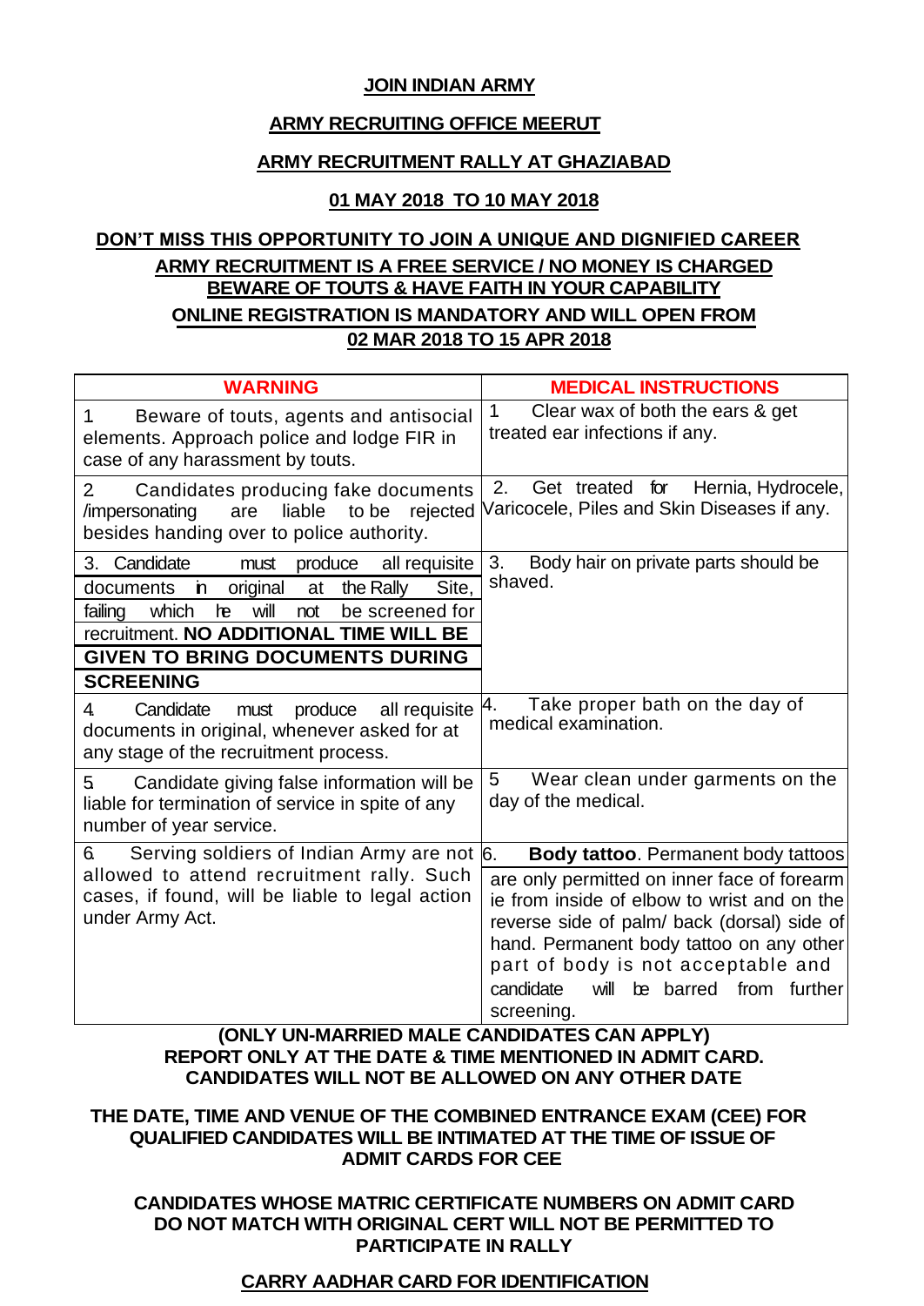**JOIN INDIAN ARMY**

**ARMY RECRUITING OFFICE MEERUT**

**ARMY RECRUITMENT RALLY AT GHAZIABAD**

**01 MAY 2018 TO 10 MAY 2018**

**DON'T MISS THIS OPPORTUNITY TO JOIN A UNIQUE AND DIGNIFIED CAREER**

**ARMY RECRUITMENT IS A FREE SERVICE / NO MONEY IS CHARGED**

**BEWARE OF TOUTS & HAVE FAITH IN YOUR CAPABILITY**

**ONLINE REGISTRATION IS MANDATORY AND WILL OPEN FROM 02 MAR 2018 TO 15 APR 2018**

| WARNING | MEDICAL INSTRUCTIONS |
|---|---|
| 1 Beware of touts, agents and antisocial elements. Approach police and lodge FIR in case of any harassment by touts. | 1 Clear wax of both the ears & get treated ear infections if any. |
| 2 Candidates producing fake documents /impersonating are liable to be rejected besides handing over to police authority. | 2. Get treated for Hernia, Hydrocele, Varicocele, Piles and Skin Diseases if any. |
| 3. Candidate must produce all requisite documents in original at the Rally Site, failing which he will not be screened for recruitment. **NO ADDITIONAL TIME WILL BE GIVEN TO BRING DOCUMENTS DURING SCREENING** | 3. Body hair on private parts should be shaved. |
| 4 Candidate must produce all requisite documents in original, whenever asked for at any stage of the recruitment process. | 4. Take proper bath on the day of medical examination. |
| 5 Candidate giving false information will be liable for termination of service in spite of any number of year service. | 5 Wear clean under garments on the day of the medical. |
| 6 Serving soldiers of Indian Army are not allowed to attend recruitment rally. Such cases, if found, will be liable to legal action under Army Act. | 6. **Body tattoo**. Permanent body tattoos are only permitted on inner face of forearm ie from inside of elbow to wrist and on the reverse side of palm/ back (dorsal) side of hand. Permanent body tattoo on any other part of body is not acceptable and candidate will be barred from further screening. |

**(ONLY UN-MARRIED MALE CANDIDATES CAN APPLY)**
**REPORT ONLY AT THE DATE & TIME MENTIONED IN ADMIT CARD.**
**CANDIDATES WILL NOT BE ALLOWED ON ANY OTHER DATE**

**THE DATE, TIME AND VENUE OF THE COMBINED ENTRANCE EXAM (CEE) FOR QUALIFIED CANDIDATES WILL BE INTIMATED AT THE TIME OF ISSUE OF ADMIT CARDS FOR CEE**

**CANDIDATES WHOSE MATRIC CERTIFICATE NUMBERS ON ADMIT CARD DO NOT MATCH WITH ORIGINAL CERT WILL NOT BE PERMITTED TO PARTICIPATE IN RALLY**

**CARRY AADHAR CARD FOR IDENTIFICATION**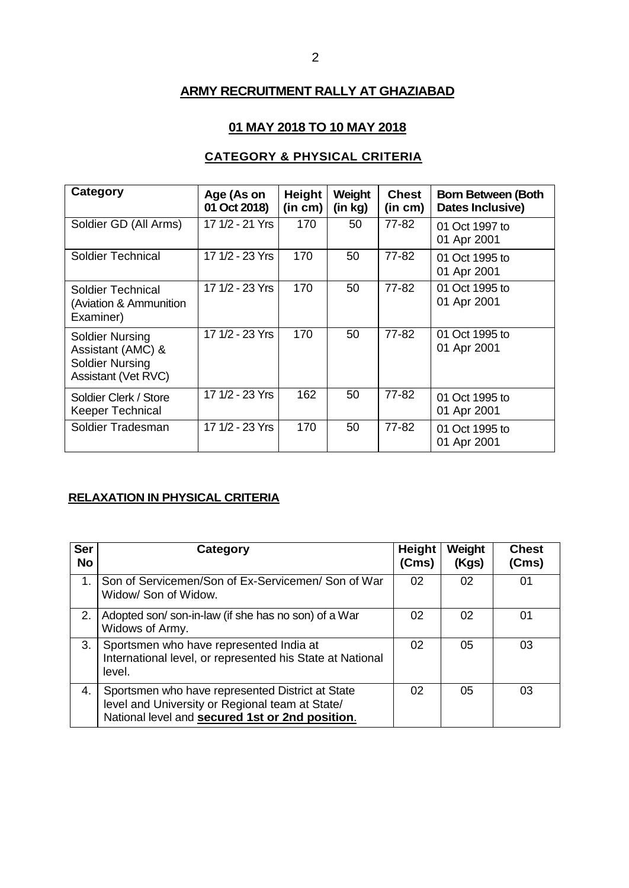## ARMY RECRUITMENT RALLY AT GHAZIABAD

## 01 MAY 2018 TO 10 MAY 2018

### CATEGORY & PHYSICAL CRITERIA

| Category | Age (As on 01 Oct 2018) | Height (in cm) | Weight (in kg) | Chest (in cm) | Born Between (Both Dates Inclusive) |
|---|---|---|---|---|---|
| Soldier GD (All Arms) | 17 1/2 - 21 Yrs | 170 | 50 | 77-82 | 01 Oct 1997 to 01 Apr 2001 |
| Soldier Technical | 17 1/2 - 23 Yrs | 170 | 50 | 77-82 | 01 Oct 1995 to 01 Apr 2001 |
| Soldier Technical (Aviation & Ammunition Examiner) | 17 1/2 - 23 Yrs | 170 | 50 | 77-82 | 01 Oct 1995 to 01 Apr 2001 |
| Soldier Nursing Assistant (AMC) & Soldier Nursing Assistant (Vet RVC) | 17 1/2 - 23 Yrs | 170 | 50 | 77-82 | 01 Oct 1995 to 01 Apr 2001 |
| Soldier Clerk / Store Keeper Technical | 17 1/2 - 23 Yrs | 162 | 50 | 77-82 | 01 Oct 1995 to 01 Apr 2001 |
| Soldier Tradesman | 17 1/2 - 23 Yrs | 170 | 50 | 77-82 | 01 Oct 1995 to 01 Apr 2001 |

**RELAXATION IN PHYSICAL CRITERIA**

| Ser No | Category | Height (Cms) | Weight (Kgs) | Chest (Cms) |
|---|---|---|---|---|
| 1. | Son of Servicemen/Son of Ex-Servicemen/ Son of War Widow/ Son of Widow. | 02 | 02 | 01 |
| 2. | Adopted son/ son-in-law (if she has no son) of a War Widows of Army. | 02 | 02 | 01 |
| 3. | Sportsmen who have represented India at International level, or represented his State at National level. | 02 | 05 | 03 |
| 4. | Sportsmen who have represented District at State level and University or Regional team at State/ National level and **secured 1st or 2nd position**. | 02 | 05 | 03 |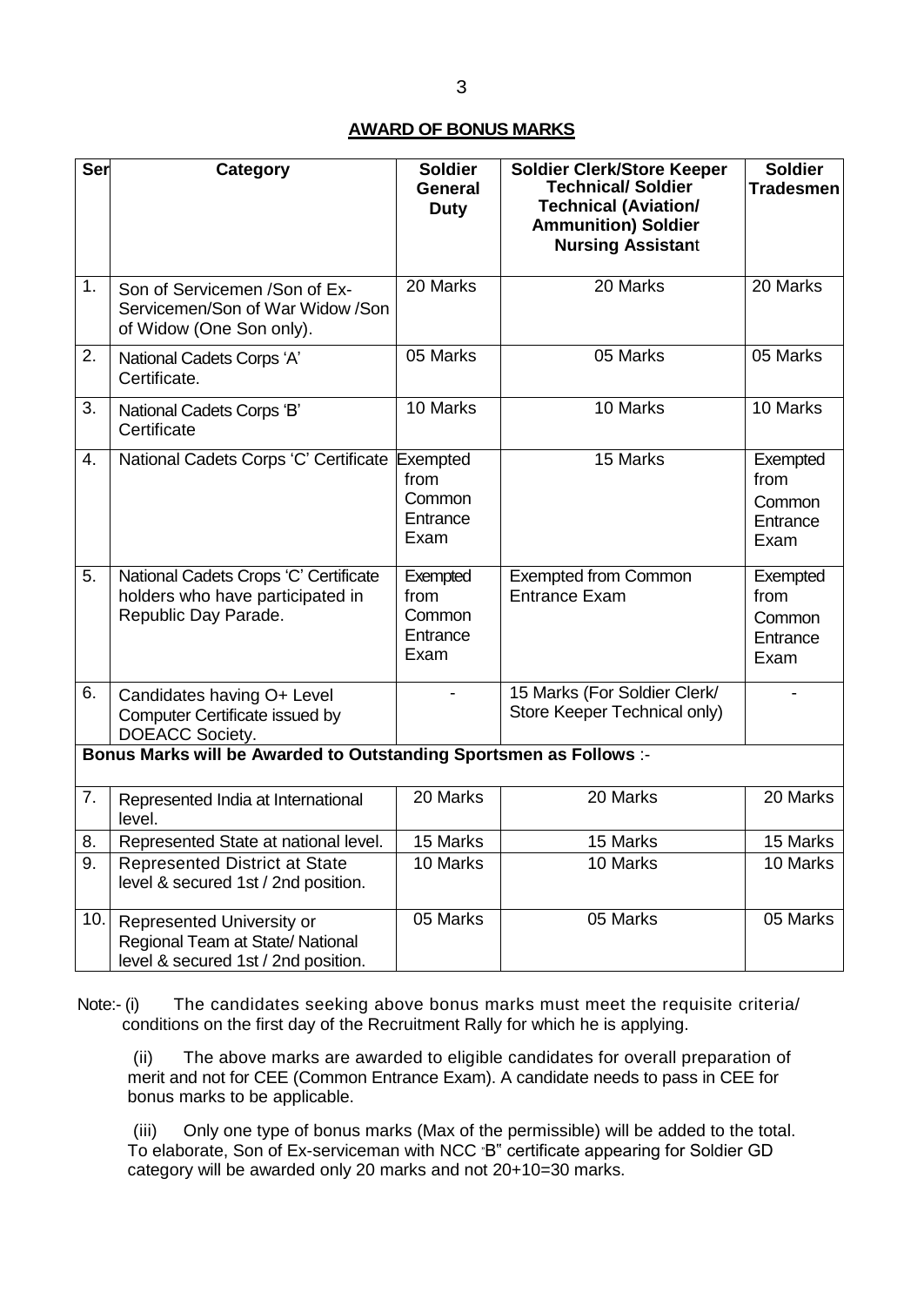## AWARD OF BONUS MARKS

| Ser | Category | Soldier General Duty | Soldier Clerk/Store Keeper Technical/ Soldier Technical (Aviation/ Ammunition) Soldier Nursing Assistant | Soldier Tradesmen |
|---|---|---|---|---|
| 1. | Son of Servicemen /Son of Ex-Servicemen/Son of War Widow /Son of Widow (One Son only). | 20 Marks | 20 Marks | 20 Marks |
| 2. | National Cadets Corps 'A' Certificate. | 05 Marks | 05 Marks | 05 Marks |
| 3. | National Cadets Corps 'B' Certificate | 10 Marks | 10 Marks | 10 Marks |
| 4. | National Cadets Corps 'C' Certificate | Exempted from Common Entrance Exam | 15 Marks | Exempted from Common Entrance Exam |
| 5. | National Cadets Crops 'C' Certificate holders who have participated in Republic Day Parade. | Exempted from Common Entrance Exam | Exempted from Common Entrance Exam | Exempted from Common Entrance Exam |
| 6. | Candidates having O+ Level Computer Certificate issued by DOEACC Society. | - | 15 Marks (For Soldier Clerk/ Store Keeper Technical only) | - |
| **Bonus Marks will be Awarded to Outstanding Sportsmen as Follows :-** | | | | |
| 7. | Represented India at International level. | 20 Marks | 20 Marks | 20 Marks |
| 8. | Represented State at national level. | 15 Marks | 15 Marks | 15 Marks |
| 9. | Represented District at State level & secured 1st / 2nd position. | 10 Marks | 10 Marks | 10 Marks |
| 10. | Represented University or Regional Team at State/ National level & secured 1st / 2nd position. | 05 Marks | 05 Marks | 05 Marks |

Note:- (i) The candidates seeking above bonus marks must meet the requisite criteria/ conditions on the first day of the Recruitment Rally for which he is applying.

(ii) The above marks are awarded to eligible candidates for overall preparation of merit and not for CEE (Common Entrance Exam). A candidate needs to pass in CEE for bonus marks to be applicable.

(iii) Only one type of bonus marks (Max of the permissible) will be added to the total. To elaborate, Son of Ex-serviceman with NCC "B" certificate appearing for Soldier GD category will be awarded only 20 marks and not 20+10=30 marks.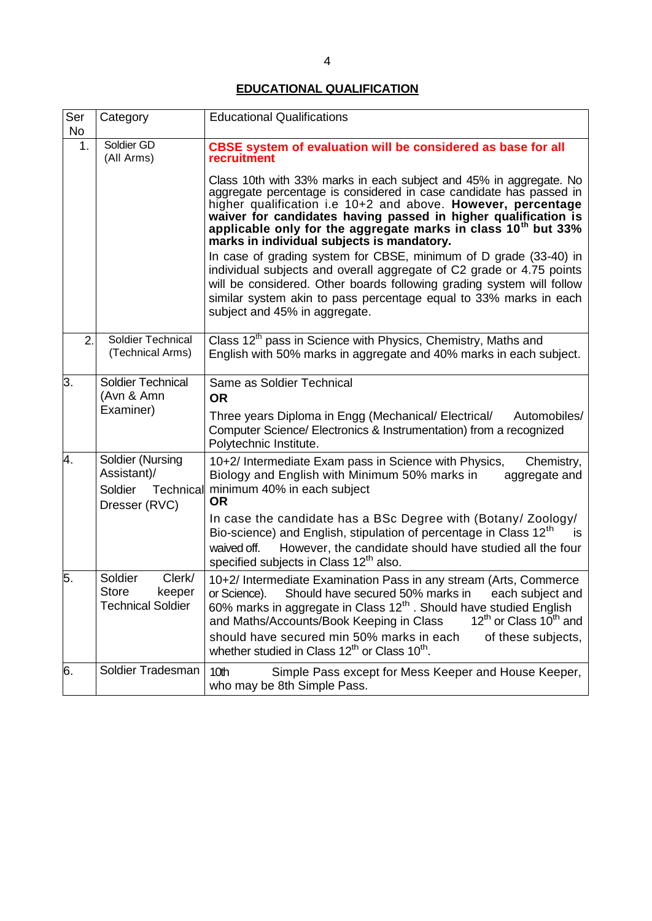## EDUCATIONAL QUALIFICATION

| Ser No | Category | Educational Qualifications |
|---|---|---|
| 1. | Soldier GD (All Arms) | **CBSE system of evaluation will be considered as base for all recruitment**<br><br>Class 10th with 33% marks in each subject and 45% in aggregate. No aggregate percentage is considered in case candidate has passed in higher qualification i.e 10+2 and above. **However, percentage waiver for candidates having passed in higher qualification is applicable only for the aggregate marks in class 10th but 33% marks in individual subjects is mandatory.**<br><br>In case of grading system for CBSE, minimum of D grade (33-40) in individual subjects and overall aggregate of C2 grade or 4.75 points will be considered. Other boards following grading system will follow similar system akin to pass percentage equal to 33% marks in each subject and 45% in aggregate. |
| 2. | Soldier Technical (Technical Arms) | Class 12th pass in Science with Physics, Chemistry, Maths and English with 50% marks in aggregate and 40% marks in each subject. |
| 3. | Soldier Technical (Avn & Amn Examiner) | Same as Soldier Technical<br>**OR**<br>Three years Diploma in Engg (Mechanical/ Electrical/ Automobiles/ Computer Science/ Electronics & Instrumentation) from a recognized Polytechnic Institute. |
| 4. | Soldier (Nursing Assistant)/ Soldier Technical Dresser (RVC) | 10+2/ Intermediate Exam pass in Science with Physics, Chemistry, Biology and English with Minimum 50% marks in aggregate and minimum 40% in each subject<br>**OR**<br>In case the candidate has a BSc Degree with (Botany/ Zoology/ Bio-science) and English, stipulation of percentage in Class 12th is waived off. However, the candidate should have studied all the four specified subjects in Class 12th also. |
| 5. | Soldier Clerk/ Store keeper Technical Soldier | 10+2/ Intermediate Examination Pass in any stream (Arts, Commerce or Science). Should have secured 50% marks in each subject and 60% marks in aggregate in Class 12th . Should have studied English and Maths/Accounts/Book Keeping in Class 12th or Class 10th and should have secured min 50% marks in each of these subjects, whether studied in Class 12th or Class 10th. |
| 6. | Soldier Tradesman | 10th Simple Pass except for Mess Keeper and House Keeper, who may be 8th Simple Pass. |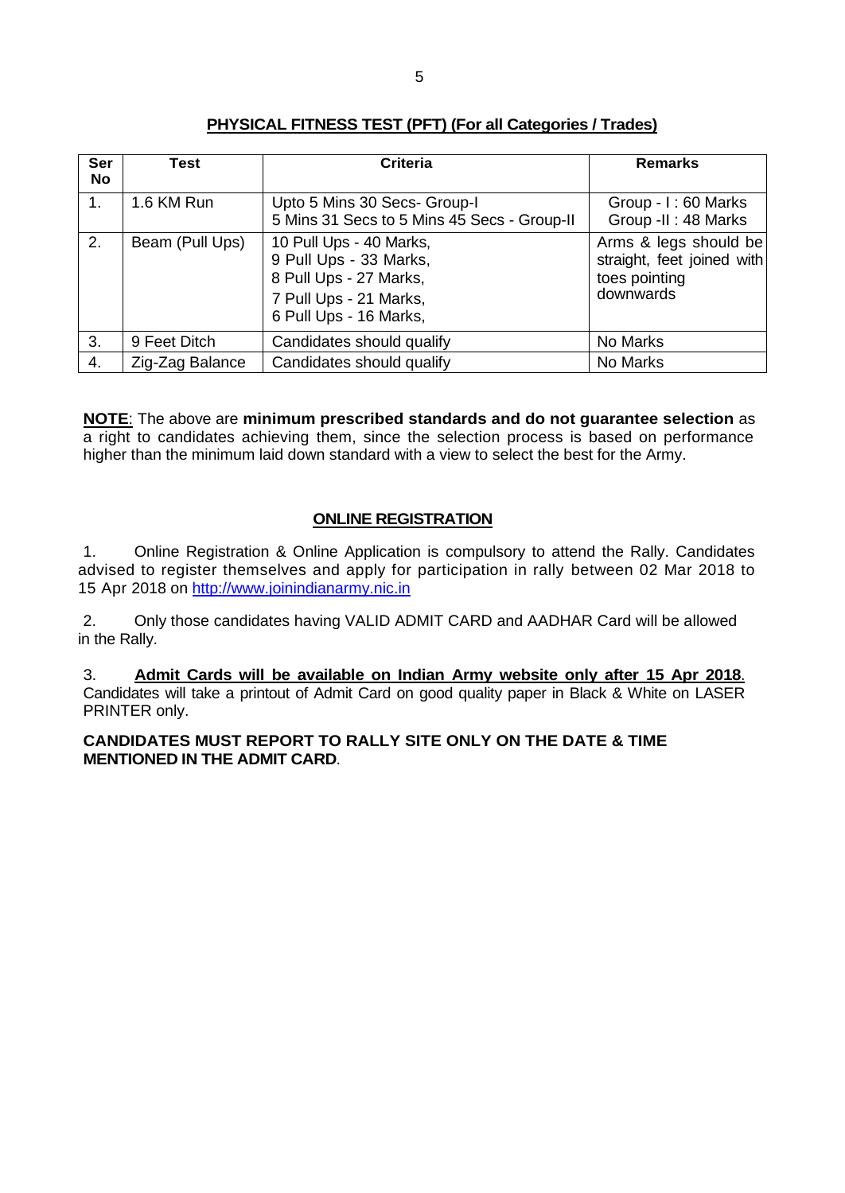## PHYSICAL FITNESS TEST (PFT) (For all Categories / Trades)

| Ser No | Test | Criteria | Remarks |
|---|---|---|---|
| 1. | 1.6 KM Run | Upto 5 Mins 30 Secs- Group-I<br>5 Mins 31 Secs to 5 Mins 45 Secs - Group-II | Group - I : 60 Marks<br>Group -II : 48 Marks |
| 2. | Beam (Pull Ups) | 10 Pull Ups - 40 Marks,<br>9 Pull Ups - 33 Marks,<br>8 Pull Ups - 27 Marks,<br>7 Pull Ups - 21 Marks,<br>6 Pull Ups - 16 Marks, | Arms & legs should be straight, feet joined with toes pointing downwards |
| 3. | 9 Feet Ditch | Candidates should qualify | No Marks |
| 4. | Zig-Zag Balance | Candidates should qualify | No Marks |

**NOTE**: The above are **minimum prescribed standards and do not guarantee selection** as a right to candidates achieving them, since the selection process is based on performance higher than the minimum laid down standard with a view to select the best for the Army.

## ONLINE REGISTRATION

1. Online Registration & Online Application is compulsory to attend the Rally. Candidates advised to register themselves and apply for participation in rally between 02 Mar 2018 to 15 Apr 2018 on http://www.joinindianarmy.nic.in

2. Only those candidates having VALID ADMIT CARD and AADHAR Card will be allowed in the Rally.

3. **Admit Cards will be available on Indian Army website only after 15 Apr 2018**. Candidates will take a printout of Admit Card on good quality paper in Black & White on LASER PRINTER only.

**CANDIDATES MUST REPORT TO RALLY SITE ONLY ON THE DATE & TIME MENTIONED IN THE ADMIT CARD**.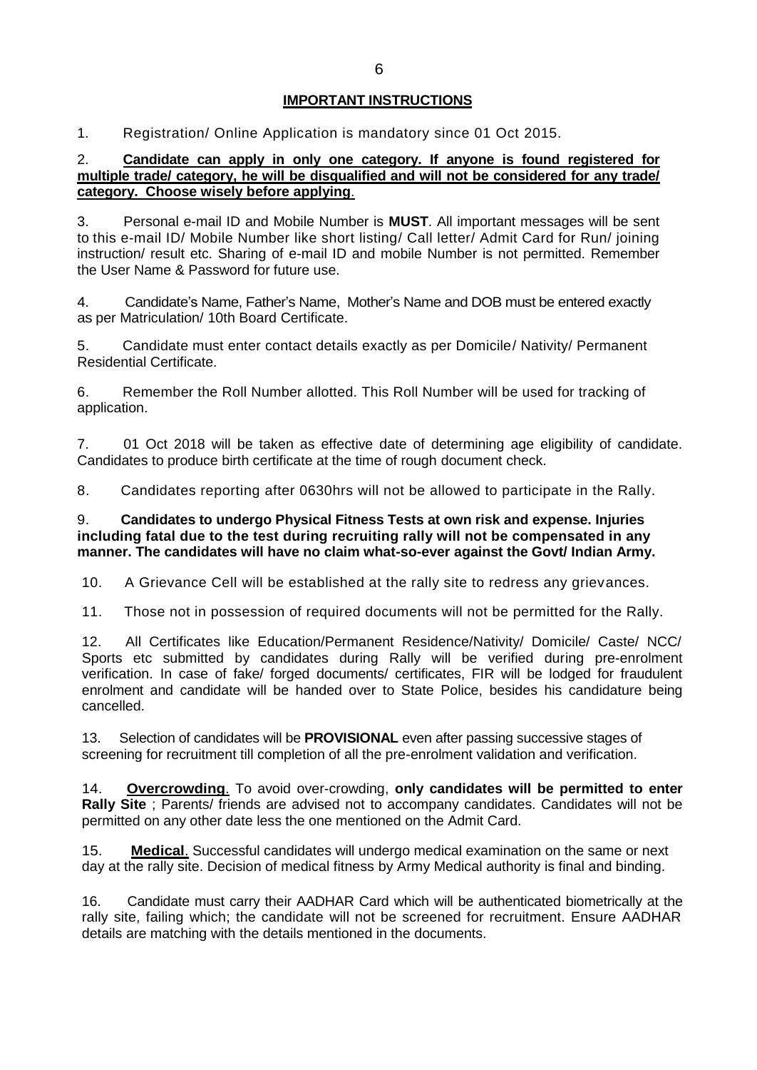## IMPORTANT INSTRUCTIONS

1. Registration/ Online Application is mandatory since 01 Oct 2015.

2. **Candidate can apply in only one category. If anyone is found registered for multiple trade/ category, he will be disqualified and will not be considered for any trade/ category. Choose wisely before applying**.

3. Personal e-mail ID and Mobile Number is **MUST**. All important messages will be sent to this e-mail ID/ Mobile Number like short listing/ Call letter/ Admit Card for Run/ joining instruction/ result etc. Sharing of e-mail ID and mobile Number is not permitted. Remember the User Name & Password for future use.

4. Candidate's Name, Father's Name, Mother's Name and DOB must be entered exactly as per Matriculation/ 10th Board Certificate.

5. Candidate must enter contact details exactly as per Domicile/ Nativity/ Permanent Residential Certificate.

6. Remember the Roll Number allotted. This Roll Number will be used for tracking of application.

7. 01 Oct 2018 will be taken as effective date of determining age eligibility of candidate. Candidates to produce birth certificate at the time of rough document check.

8. Candidates reporting after 0630hrs will not be allowed to participate in the Rally.

9. **Candidates to undergo Physical Fitness Tests at own risk and expense. Injuries including fatal due to the test during recruiting rally will not be compensated in any manner. The candidates will have no claim what-so-ever against the Govt/ Indian Army.**

10. A Grievance Cell will be established at the rally site to redress any grievances.

11. Those not in possession of required documents will not be permitted for the Rally.

12. All Certificates like Education/Permanent Residence/Nativity/ Domicile/ Caste/ NCC/ Sports etc submitted by candidates during Rally will be verified during pre-enrolment verification. In case of fake/ forged documents/ certificates, FIR will be lodged for fraudulent enrolment and candidate will be handed over to State Police, besides his candidature being cancelled.

13. Selection of candidates will be **PROVISIONAL** even after passing successive stages of screening for recruitment till completion of all the pre-enrolment validation and verification.

14. **Overcrowding**. To avoid over-crowding, **only candidates will be permitted to enter Rally Site** ; Parents/ friends are advised not to accompany candidates. Candidates will not be permitted on any other date less the one mentioned on the Admit Card.

15. **Medical**. Successful candidates will undergo medical examination on the same or next day at the rally site. Decision of medical fitness by Army Medical authority is final and binding.

16. Candidate must carry their AADHAR Card which will be authenticated biometrically at the rally site, failing which; the candidate will not be screened for recruitment. Ensure AADHAR details are matching with the details mentioned in the documents.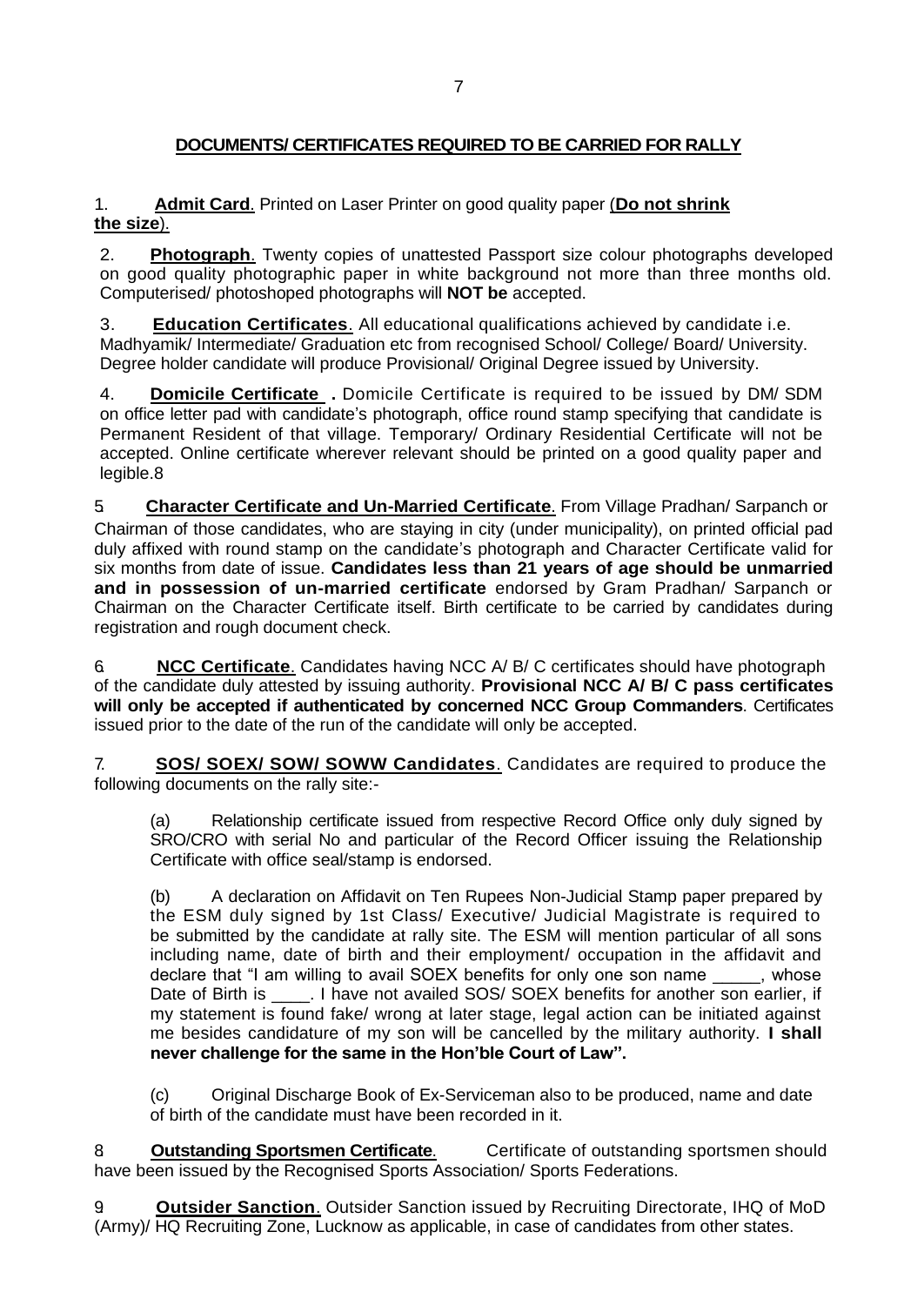## DOCUMENTS/ CERTIFICATES REQUIRED TO BE CARRIED FOR RALLY

1. **Admit Card**. Printed on Laser Printer on good quality paper (**Do not shrink the size**).

2. **Photograph**. Twenty copies of unattested Passport size colour photographs developed on good quality photographic paper in white background not more than three months old. Computerised/ photoshoped photographs will **NOT be** accepted.

3. **Education Certificates**. All educational qualifications achieved by candidate i.e. Madhyamik/ Intermediate/ Graduation etc from recognised School/ College/ Board/ University. Degree holder candidate will produce Provisional/ Original Degree issued by University.

4. **Domicile Certificate** **.** Domicile Certificate is required to be issued by DM/ SDM on office letter pad with candidate's photograph, office round stamp specifying that candidate is Permanent Resident of that village. Temporary/ Ordinary Residential Certificate will not be accepted. Online certificate wherever relevant should be printed on a good quality paper and legible.8

5. **Character Certificate and Un-Married Certificate**. From Village Pradhan/ Sarpanch or Chairman of those candidates, who are staying in city (under municipality), on printed official pad duly affixed with round stamp on the candidate's photograph and Character Certificate valid for six months from date of issue. **Candidates less than 21 years of age should be unmarried and in possession of un-married certificate** endorsed by Gram Pradhan/ Sarpanch or Chairman on the Character Certificate itself. Birth certificate to be carried by candidates during registration and rough document check.

6. **NCC Certificate**. Candidates having NCC A/ B/ C certificates should have photograph of the candidate duly attested by issuing authority. **Provisional NCC A/ B/ C pass certificates will only be accepted if authenticated by concerned NCC Group Commanders**. Certificates issued prior to the date of the run of the candidate will only be accepted.

7. **SOS/ SOEX/ SOW/ SOWW Candidates**. Candidates are required to produce the following documents on the rally site:-

   (a) Relationship certificate issued from respective Record Office only duly signed by SRO/CRO with serial No and particular of the Record Officer issuing the Relationship Certificate with office seal/stamp is endorsed.

   (b) A declaration on Affidavit on Ten Rupees Non-Judicial Stamp paper prepared by the ESM duly signed by 1st Class/ Executive/ Judicial Magistrate is required to be submitted by the candidate at rally site. The ESM will mention particular of all sons including name, date of birth and their employment/ occupation in the affidavit and declare that "I am willing to avail SOEX benefits for only one son name _____, whose Date of Birth is ____. I have not availed SOS/ SOEX benefits for another son earlier, if my statement is found fake/ wrong at later stage, legal action can be initiated against me besides candidature of my son will be cancelled by the military authority. **I shall never challenge for the same in the Hon'ble Court of Law".**

   (c) Original Discharge Book of Ex-Serviceman also to be produced, name and date of birth of the candidate must have been recorded in it.

8. **Outstanding Sportsmen Certificate**. Certificate of outstanding sportsmen should have been issued by the Recognised Sports Association/ Sports Federations.

9. **Outsider Sanction**. Outsider Sanction issued by Recruiting Directorate, IHQ of MoD (Army)/ HQ Recruiting Zone, Lucknow as applicable, in case of candidates from other states.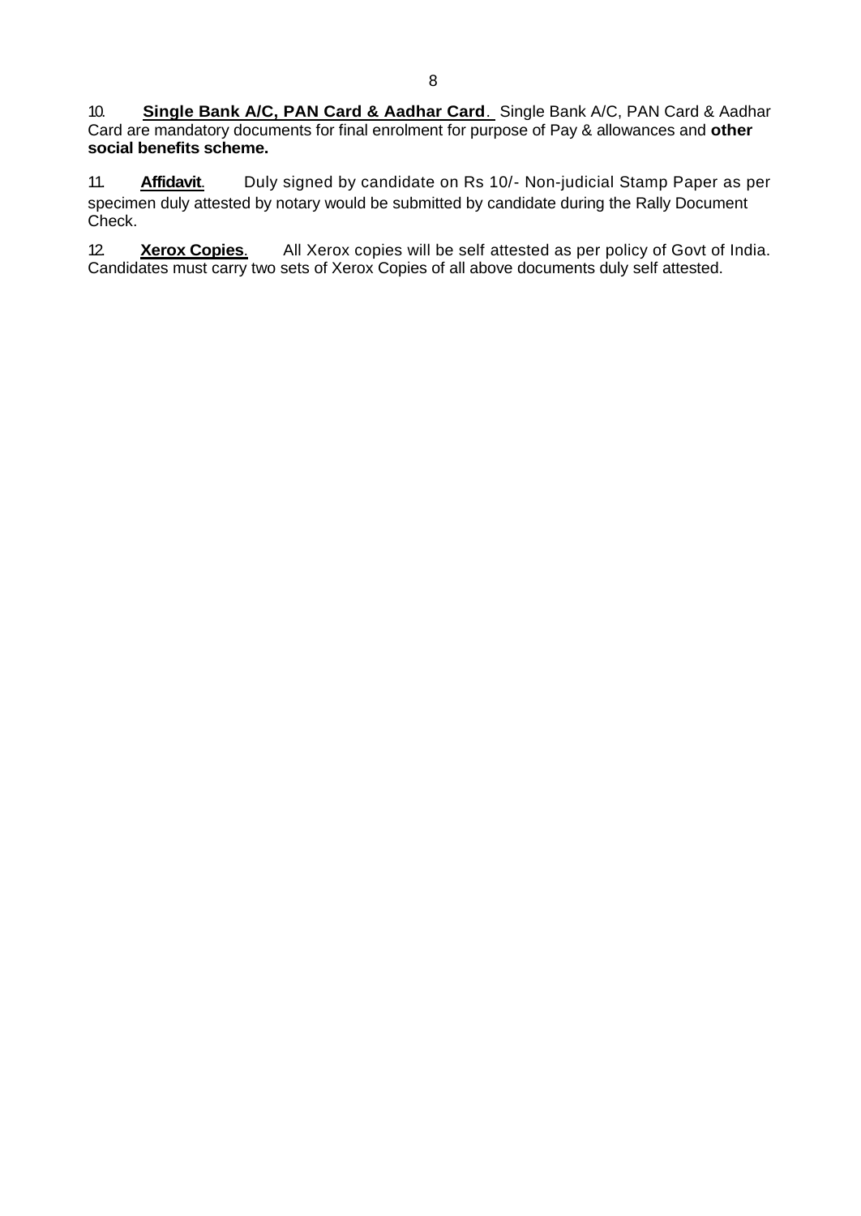10. **Single Bank A/C, PAN Card & Aadhar Card**. Single Bank A/C, PAN Card & Aadhar Card are mandatory documents for final enrolment for purpose of Pay & allowances and **other social benefits scheme.**

11. **Affidavit**. Duly signed by candidate on Rs 10/- Non-judicial Stamp Paper as per specimen duly attested by notary would be submitted by candidate during the Rally Document Check.

12. **Xerox Copies**. All Xerox copies will be self attested as per policy of Govt of India. Candidates must carry two sets of Xerox Copies of all above documents duly self attested.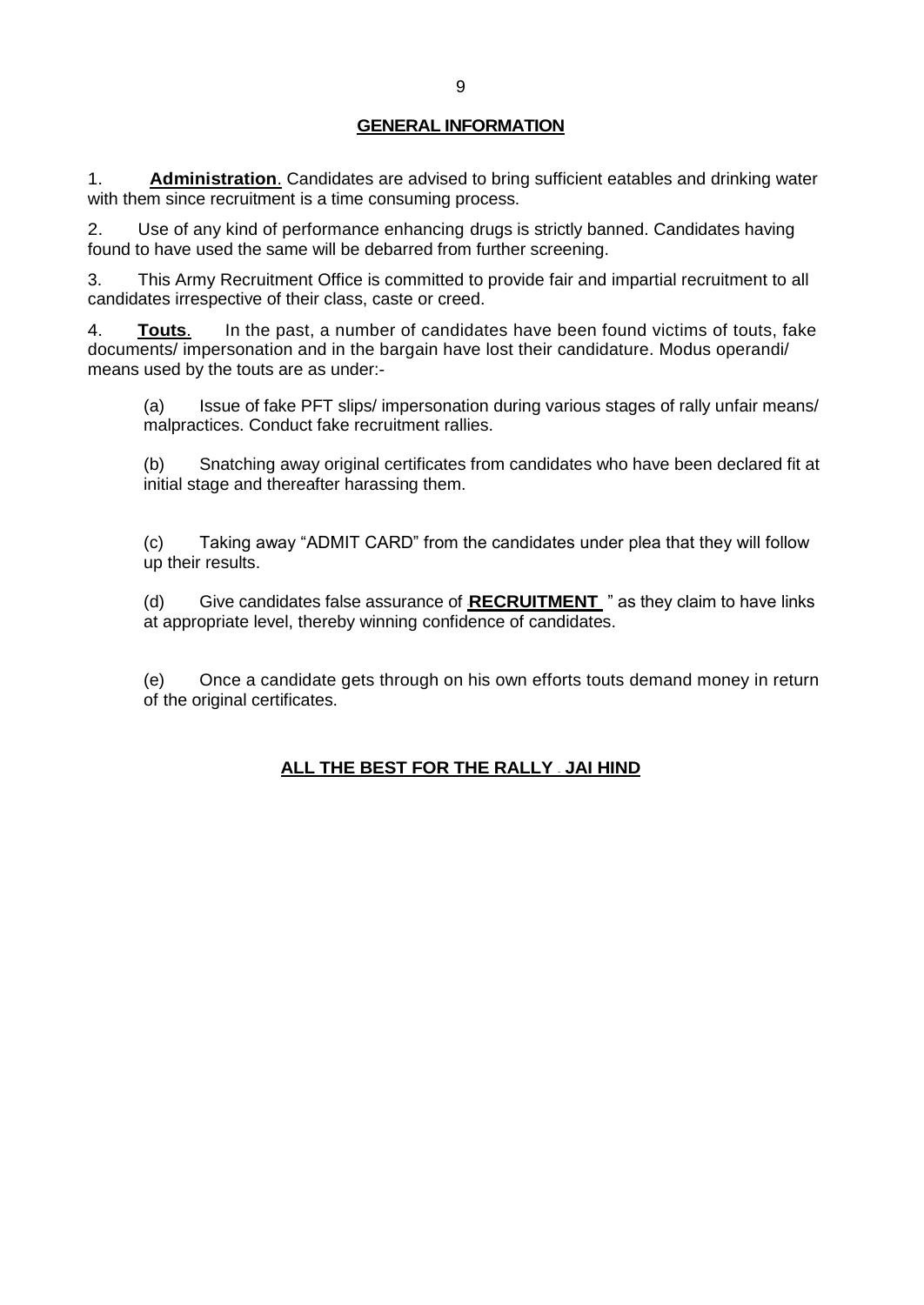## GENERAL INFORMATION

1. **Administration**. Candidates are advised to bring sufficient eatables and drinking water with them since recruitment is a time consuming process.

2. Use of any kind of performance enhancing drugs is strictly banned. Candidates having found to have used the same will be debarred from further screening.

3. This Army Recruitment Office is committed to provide fair and impartial recruitment to all candidates irrespective of their class, caste or creed.

4. **Touts**. In the past, a number of candidates have been found victims of touts, fake documents/ impersonation and in the bargain have lost their candidature. Modus operandi/ means used by the touts are as under:-

   (a) Issue of fake PFT slips/ impersonation during various stages of rally unfair means/ malpractices. Conduct fake recruitment rallies.

   (b) Snatching away original certificates from candidates who have been declared fit at initial stage and thereafter harassing them.

   (c) Taking away "ADMIT CARD" from the candidates under plea that they will follow up their results.

   (d) Give candidates false assurance of **RECRUITMENT** " as they claim to have links at appropriate level, thereby winning confidence of candidates.

   (e) Once a candidate gets through on his own efforts touts demand money in return of the original certificates.

**ALL THE BEST FOR THE RALLY . JAI HIND**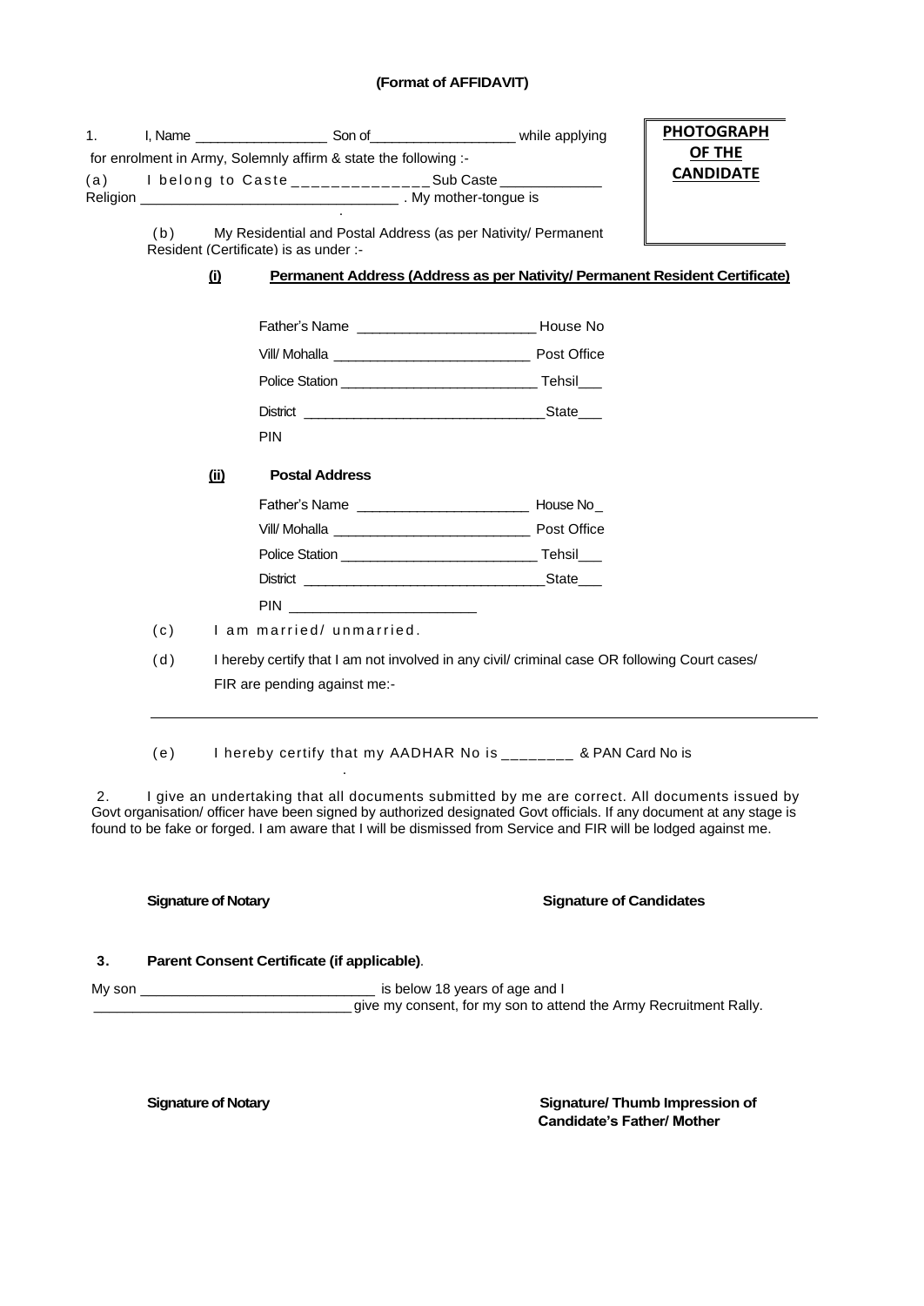**(Format of AFFIDAVIT)**

**PHOTOGRAPH OF THE CANDIDATE**

1. I, Name _________________ Son of___________________ while applying for enrolment in Army, Solemnly affirm & state the following :-

(a) I belong to Caste ______________ Sub Caste _____________ Religion ________________________________ . My mother-tongue is .

(b) My Residential and Postal Address (as per Nativity/ Permanent Resident (Certificate) is as under :-

**(i) Permanent Address (Address as per Nativity/ Permanent Resident Certificate)**

Father's Name ______________________ House No

Vill/ Mohalla _________________________ Post Office

Police Station _________________________ Tehsil___

District _______________________________State___

PIN

**(ii) Postal Address**

Father's Name ______________________ House No_

Vill/ Mohalla _________________________ Post Office

Police Station _________________________ Tehsil___

District _______________________________State___

PIN _______________________

(c) I am married/ unmarried.

(d) I hereby certify that I am not involved in any civil/ criminal case OR following Court cases/ FIR are pending against me:-

___

(e) I hereby certify that my AADHAR No is ________ & PAN Card No is .

2. I give an undertaking that all documents submitted by me are correct. All documents issued by Govt organisation/ officer have been signed by authorized designated Govt officials. If any document at any stage is found to be fake or forged. I am aware that I will be dismissed from Service and FIR will be lodged against me.

**Signature of Notary** **Signature of Candidates**

**3. Parent Consent Certificate (if applicable)**.

My son _____________________________ is below 18 years of age and I ________________________________ give my consent, for my son to attend the Army Recruitment Rally.

**Signature of Notary** **Signature/ Thumb Impression of Candidate's Father/ Mother**